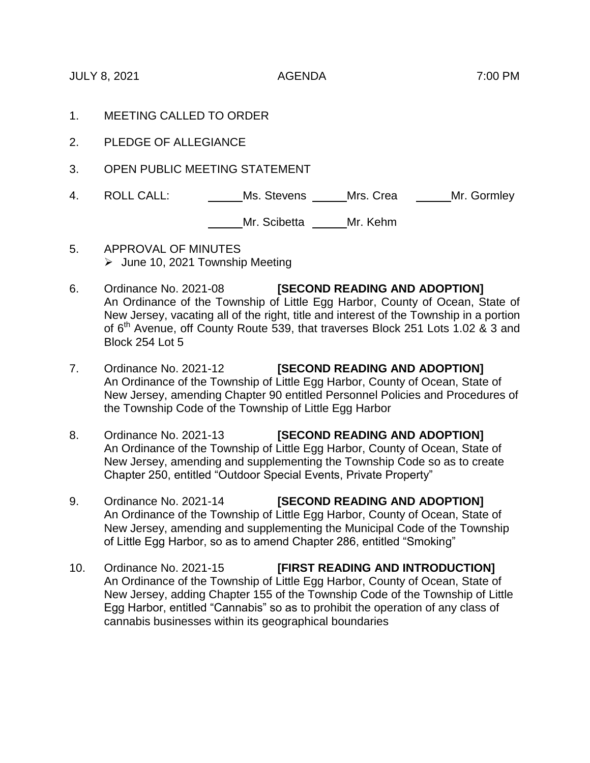JULY 8, 2021 AGENDA 7:00 PM

1. MEETING CALLED TO ORDER

2. PLEDGE OF ALLEGIANCE

3. OPEN PUBLIC MEETING STATEMENT

4. ROLL CALL: ______Ms. Stevens ______Mrs. Crea ______Mr. Gormley

   ______Mr. Scibetta ______Mr. Kehm

5. APPROVAL OF MINUTES
   - June 10, 2021 Township Meeting

6. Ordinance No. 2021-08 **[SECOND READING AND ADOPTION]**
   An Ordinance of the Township of Little Egg Harbor, County of Ocean, State of New Jersey, vacating all of the right, title and interest of the Township in a portion of 6th Avenue, off County Route 539, that traverses Block 251 Lots 1.02 & 3 and Block 254 Lot 5

7. Ordinance No. 2021-12 **[SECOND READING AND ADOPTION]**
   An Ordinance of the Township of Little Egg Harbor, County of Ocean, State of New Jersey, amending Chapter 90 entitled Personnel Policies and Procedures of the Township Code of the Township of Little Egg Harbor

8. Ordinance No. 2021-13 **[SECOND READING AND ADOPTION]**
   An Ordinance of the Township of Little Egg Harbor, County of Ocean, State of New Jersey, amending and supplementing the Township Code so as to create Chapter 250, entitled "Outdoor Special Events, Private Property"

9. Ordinance No. 2021-14 **[SECOND READING AND ADOPTION]**
   An Ordinance of the Township of Little Egg Harbor, County of Ocean, State of New Jersey, amending and supplementing the Municipal Code of the Township of Little Egg Harbor, so as to amend Chapter 286, entitled "Smoking"

10. Ordinance No. 2021-15 **[FIRST READING AND INTRODUCTION]**
    An Ordinance of the Township of Little Egg Harbor, County of Ocean, State of New Jersey, adding Chapter 155 of the Township Code of the Township of Little Egg Harbor, entitled "Cannabis" so as to prohibit the operation of any class of cannabis businesses within its geographical boundaries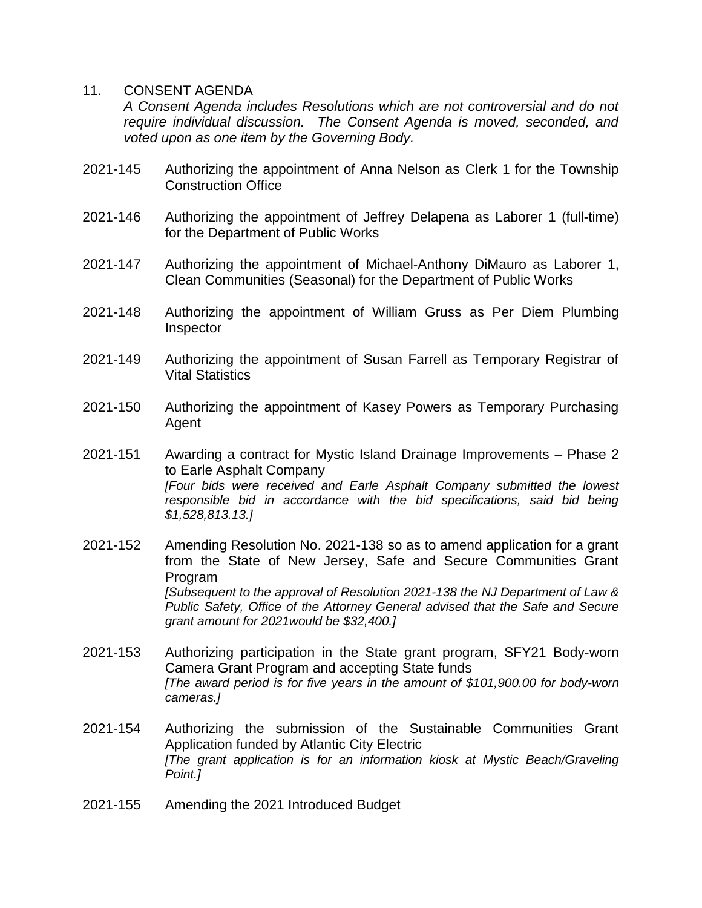## 11. CONSENT AGENDA

*A Consent Agenda includes Resolutions which are not controversial and do not require individual discussion. The Consent Agenda is moved, seconded, and voted upon as one item by the Governing Body.*

2021-145 Authorizing the appointment of Anna Nelson as Clerk 1 for the Township Construction Office

2021-146 Authorizing the appointment of Jeffrey Delapena as Laborer 1 (full-time) for the Department of Public Works

2021-147 Authorizing the appointment of Michael-Anthony DiMauro as Laborer 1, Clean Communities (Seasonal) for the Department of Public Works

2021-148 Authorizing the appointment of William Gruss as Per Diem Plumbing Inspector

2021-149 Authorizing the appointment of Susan Farrell as Temporary Registrar of Vital Statistics

2021-150 Authorizing the appointment of Kasey Powers as Temporary Purchasing Agent

2021-151 Awarding a contract for Mystic Island Drainage Improvements – Phase 2 to Earle Asphalt Company
*[Four bids were received and Earle Asphalt Company submitted the lowest responsible bid in accordance with the bid specifications, said bid being $1,528,813.13.]*

2021-152 Amending Resolution No. 2021-138 so as to amend application for a grant from the State of New Jersey, Safe and Secure Communities Grant Program
*[Subsequent to the approval of Resolution 2021-138 the NJ Department of Law & Public Safety, Office of the Attorney General advised that the Safe and Secure grant amount for 2021would be $32,400.]*

2021-153 Authorizing participation in the State grant program, SFY21 Body-worn Camera Grant Program and accepting State funds
*[The award period is for five years in the amount of $101,900.00 for body-worn cameras.]*

2021-154 Authorizing the submission of the Sustainable Communities Grant Application funded by Atlantic City Electric
*[The grant application is for an information kiosk at Mystic Beach/Graveling Point.]*

2021-155 Amending the 2021 Introduced Budget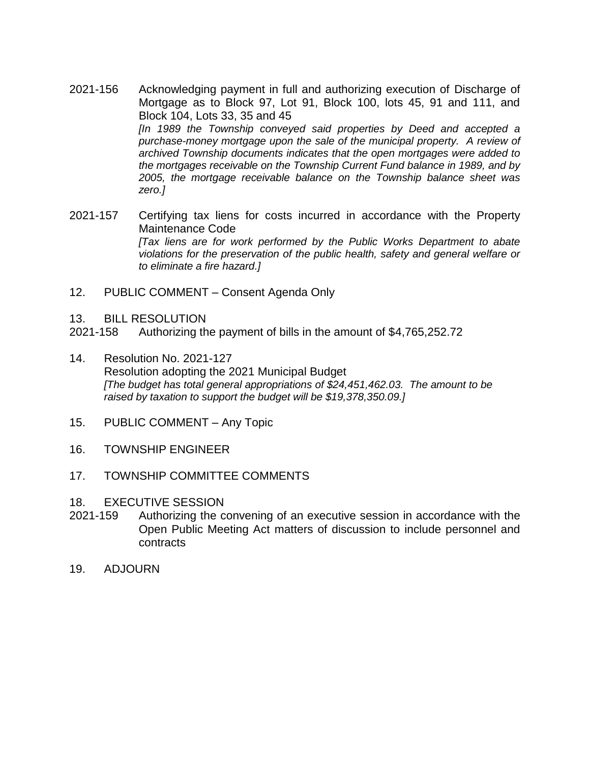2021-156 Acknowledging payment in full and authorizing execution of Discharge of Mortgage as to Block 97, Lot 91, Block 100, lots 45, 91 and 111, and Block 104, Lots 33, 35 and 45
*[In 1989 the Township conveyed said properties by Deed and accepted a purchase-money mortgage upon the sale of the municipal property. A review of archived Township documents indicates that the open mortgages were added to the mortgages receivable on the Township Current Fund balance in 1989, and by 2005, the mortgage receivable balance on the Township balance sheet was zero.]*

2021-157 Certifying tax liens for costs incurred in accordance with the Property Maintenance Code
*[Tax liens are for work performed by the Public Works Department to abate violations for the preservation of the public health, safety and general welfare or to eliminate a fire hazard.]*

12. PUBLIC COMMENT – Consent Agenda Only

13. BILL RESOLUTION

2021-158 Authorizing the payment of bills in the amount of $4,765,252.72

14. Resolution No. 2021-127
Resolution adopting the 2021 Municipal Budget
*[The budget has total general appropriations of $24,451,462.03. The amount to be raised by taxation to support the budget will be $19,378,350.09.]*

15. PUBLIC COMMENT – Any Topic

16. TOWNSHIP ENGINEER

17. TOWNSHIP COMMITTEE COMMENTS

18. EXECUTIVE SESSION

2021-159 Authorizing the convening of an executive session in accordance with the Open Public Meeting Act matters of discussion to include personnel and contracts

19. ADJOURN